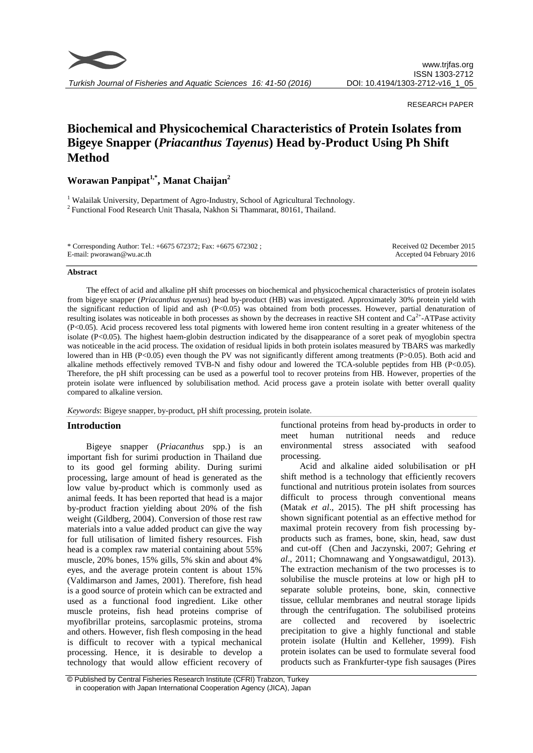RESEARCH PAPER

# Biochemical and Physicochemical Characteristics of Protein Isolates from Bigeye Snapper (*Priacanthus Tayenus*) Head by-Product Using Ph Shift Method

**Worawan Panpipat[1,*], Manat Chaijan[2]**

[1] Walailak University, Department of Agro-Industry, School of Agricultural Technology.
[2] Functional Food Research Unit Thasala, Nakhon Si Thammarat, 80161, Thailand.

\* Corresponding Author: Tel.: +6675 672372; Fax: +6675 672302 ;
E-mail: pworawan@wu.ac.th

Received 02 December 2015
Accepted 04 February 2016

### Abstract

The effect of acid and alkaline pH shift processes on biochemical and physicochemical characteristics of protein isolates from bigeye snapper (*Priacanthus tayenus*) head by-product (HB) was investigated. Approximately 30% protein yield with the significant reduction of lipid and ash ($P<0.05$) was obtained from both processes. However, partial denaturation of resulting isolates was noticeable in both processes as shown by the decreases in reactive SH content and $Ca^{2+}$-ATPase activity ($P<0.05$). Acid process recovered less total pigments with lowered heme iron content resulting in a greater whiteness of the isolate ($P<0.05$). The highest haem-globin destruction indicated by the disappearance of a soret peak of myoglobin spectra was noticeable in the acid process. The oxidation of residual lipids in both protein isolates measured by TBARS was markedly lowered than in HB ($P<0.05$) even though the PV was not significantly different among treatments ($P>0.05$). Both acid and alkaline methods effectively removed TVB-N and fishy odour and lowered the TCA-soluble peptides from HB ($P<0.05$). Therefore, the pH shift processing can be used as a powerful tool to recover proteins from HB. However, properties of the protein isolate were influenced by solubilisation method. Acid process gave a protein isolate with better overall quality compared to alkaline version.

*Keywords*: Bigeye snapper, by-product, pH shift processing, protein isolate.

## Introduction

Bigeye snapper (*Priacanthus* spp.) is an important fish for surimi production in Thailand due to its good gel forming ability. During surimi processing, large amount of head is generated as the low value by-product which is commonly used as animal feeds. It has been reported that head is a major by-product fraction yielding about 20% of the fish weight (Gildberg, 2004). Conversion of those rest raw materials into a value added product can give the way for full utilisation of limited fishery resources. Fish head is a complex raw material containing about 55% muscle, 20% bones, 15% gills, 5% skin and about 4% eyes, and the average protein content is about 15% (Valdimarson and James, 2001). Therefore, fish head is a good source of protein which can be extracted and used as a functional food ingredient. Like other muscle proteins, fish head proteins comprise of myofibrillar proteins, sarcoplasmic proteins, stroma and others. However, fish flesh composing in the head is difficult to recover with a typical mechanical processing. Hence, it is desirable to develop a technology that would allow efficient recovery of functional proteins from head by-products in order to meet human nutritional needs and reduce environmental stress associated with seafood processing.

Acid and alkaline aided solubilisation or pH shift method is a technology that efficiently recovers functional and nutritious protein isolates from sources difficult to process through conventional means (Matak *et al*., 2015). The pH shift processing has shown significant potential as an effective method for maximal protein recovery from fish processing by-products such as frames, bone, skin, head, saw dust and cut-off (Chen and Jaczynski, 2007; Gehring *et al*., 2011; Chomnawang and Yongsawatdigul, 2013). The extraction mechanism of the two processes is to solubilise the muscle proteins at low or high pH to separate soluble proteins, bone, skin, connective tissue, cellular membranes and neutral storage lipids through the centrifugation. The solubilised proteins are collected and recovered by isoelectric precipitation to give a highly functional and stable protein isolate (Hultin and Kelleher, 1999). Fish protein isolates can be used to formulate several food products such as Frankfurter-type fish sausages (Pires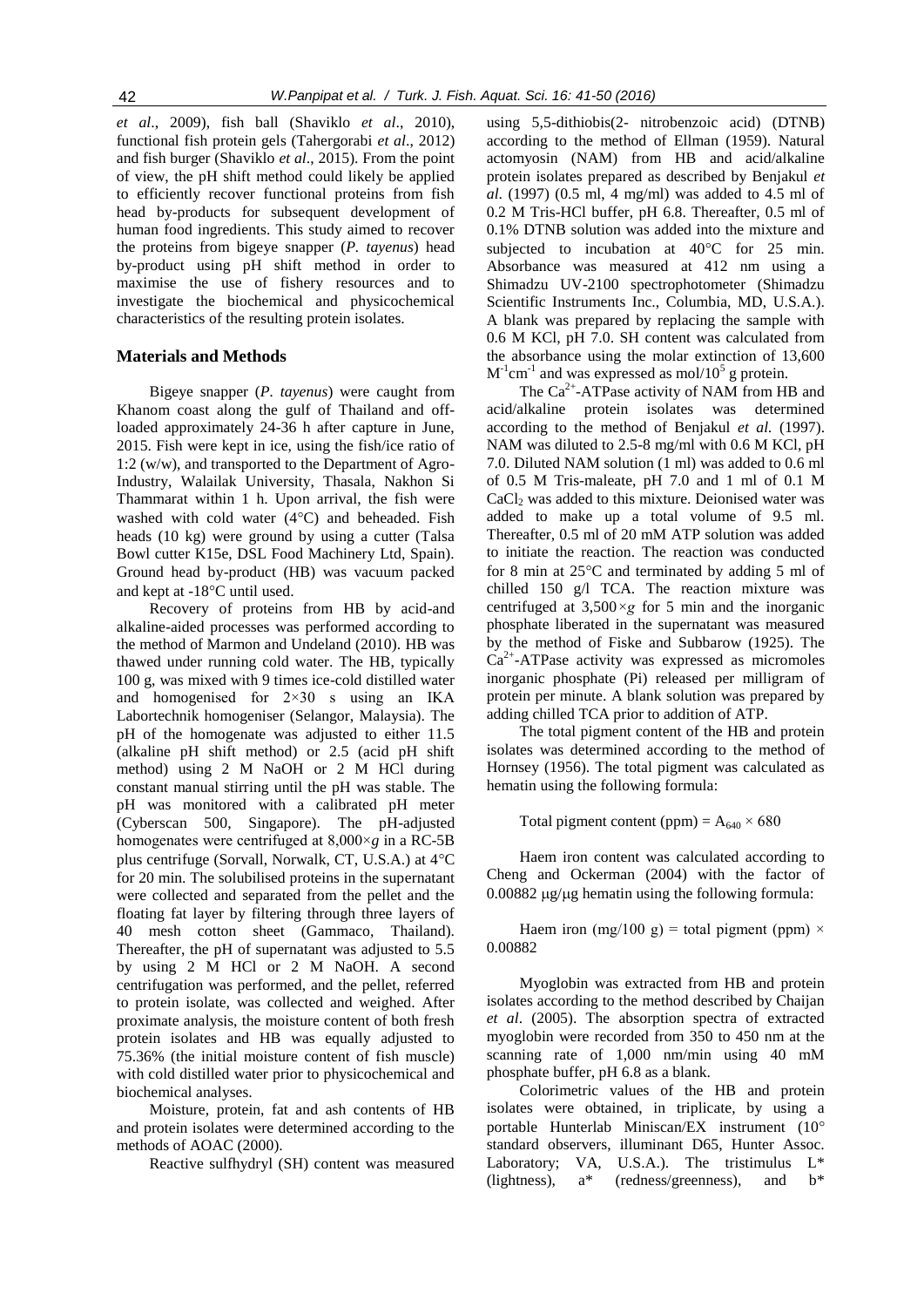*et al*., 2009), fish ball (Shaviklo *et al*., 2010), functional fish protein gels (Tahergorabi *et al*., 2012) and fish burger (Shaviklo *et al*., 2015). From the point of view, the pH shift method could likely be applied to efficiently recover functional proteins from fish head by-products for subsequent development of human food ingredients. This study aimed to recover the proteins from bigeye snapper (*P. tayenus*) head by-product using pH shift method in order to maximise the use of fishery resources and to investigate the biochemical and physicochemical characteristics of the resulting protein isolates.

## Materials and Methods

Bigeye snapper (*P. tayenus*) were caught from Khanom coast along the gulf of Thailand and off-loaded approximately 24-36 h after capture in June, 2015. Fish were kept in ice, using the fish/ice ratio of 1:2 (w/w), and transported to the Department of Agro-Industry, Walailak University, Thasala, Nakhon Si Thammarat within 1 h. Upon arrival, the fish were washed with cold water (4°C) and beheaded. Fish heads (10 kg) were ground by using a cutter (Talsa Bowl cutter K15e, DSL Food Machinery Ltd, Spain). Ground head by-product (HB) was vacuum packed and kept at -18°C until used.

Recovery of proteins from HB by acid-and alkaline-aided processes was performed according to the method of Marmon and Undeland (2010). HB was thawed under running cold water. The HB, typically 100 g, was mixed with 9 times ice-cold distilled water and homogenised for 2×30 s using an IKA Labortechnik homogeniser (Selangor, Malaysia). The pH of the homogenate was adjusted to either 11.5 (alkaline pH shift method) or 2.5 (acid pH shift method) using 2 M NaOH or 2 M HCl during constant manual stirring until the pH was stable. The pH was monitored with a calibrated pH meter (Cyberscan 500, Singapore). The pH-adjusted homogenates were centrifuged at 8,000×*g* in a RC-5B plus centrifuge (Sorvall, Norwalk, CT, U.S.A.) at 4°C for 20 min. The solubilised proteins in the supernatant were collected and separated from the pellet and the floating fat layer by filtering through three layers of 40 mesh cotton sheet (Gammaco, Thailand). Thereafter, the pH of supernatant was adjusted to 5.5 by using 2 M HCl or 2 M NaOH. A second centrifugation was performed, and the pellet, referred to protein isolate, was collected and weighed. After proximate analysis, the moisture content of both fresh protein isolates and HB was equally adjusted to 75.36% (the initial moisture content of fish muscle) with cold distilled water prior to physicochemical and biochemical analyses.

Moisture, protein, fat and ash contents of HB and protein isolates were determined according to the methods of AOAC (2000).

Reactive sulfhydryl (SH) content was measured using 5,5-dithiobis(2- nitrobenzoic acid) (DTNB) according to the method of Ellman (1959). Natural actomyosin (NAM) from HB and acid/alkaline protein isolates prepared as described by Benjakul *et al*. (1997) (0.5 ml, 4 mg/ml) was added to 4.5 ml of 0.2 M Tris-HCl buffer, pH 6.8. Thereafter, 0.5 ml of 0.1% DTNB solution was added into the mixture and subjected to incubation at 40°C for 25 min. Absorbance was measured at 412 nm using a Shimadzu UV-2100 spectrophotometer (Shimadzu Scientific Instruments Inc., Columbia, MD, U.S.A.). A blank was prepared by replacing the sample with 0.6 M KCl, pH 7.0. SH content was calculated from the absorbance using the molar extinction of 13,600 $M^{-1}cm^{-1}$ and was expressed as mol/$10^5$ g protein.

The $Ca^{2+}$-ATPase activity of NAM from HB and acid/alkaline protein isolates was determined according to the method of Benjakul *et al.* (1997). NAM was diluted to 2.5-8 mg/ml with 0.6 M KCl, pH 7.0. Diluted NAM solution (1 ml) was added to 0.6 ml of 0.5 M Tris-maleate, pH 7.0 and 1 ml of 0.1 M $CaCl_2$ was added to this mixture. Deionised water was added to make up a total volume of 9.5 ml. Thereafter, 0.5 ml of 20 mM ATP solution was added to initiate the reaction. The reaction was conducted for 8 min at 25°C and terminated by adding 5 ml of chilled 150 g/l TCA. The reaction mixture was centrifuged at 3,500×*g* for 5 min and the inorganic phosphate liberated in the supernatant was measured by the method of Fiske and Subbarow (1925). The $Ca^{2+}$-ATPase activity was expressed as micromoles inorganic phosphate (Pi) released per milligram of protein per minute. A blank solution was prepared by adding chilled TCA prior to addition of ATP.

The total pigment content of the HB and protein isolates was determined according to the method of Hornsey (1956). The total pigment was calculated as hematin using the following formula:

$$\text{Total pigment content (ppm)} = A_{640} \times 680$$

Haem iron content was calculated according to Cheng and Ockerman (2004) with the factor of 0.00882 μg/μg hematin using the following formula:

$$\text{Haem iron (mg/100 g)} = \text{total pigment (ppm)} \times 0.00882$$

Myoglobin was extracted from HB and protein isolates according to the method described by Chaijan *et al*. (2005). The absorption spectra of extracted myoglobin were recorded from 350 to 450 nm at the scanning rate of 1,000 nm/min using 40 mM phosphate buffer, pH 6.8 as a blank.

Colorimetric values of the HB and protein isolates were obtained, in triplicate, by using a portable Hunterlab Miniscan/EX instrument (10° standard observers, illuminant D65, Hunter Assoc. Laboratory; VA, U.S.A.). The tristimulus L* (lightness), a* (redness/greenness), and b*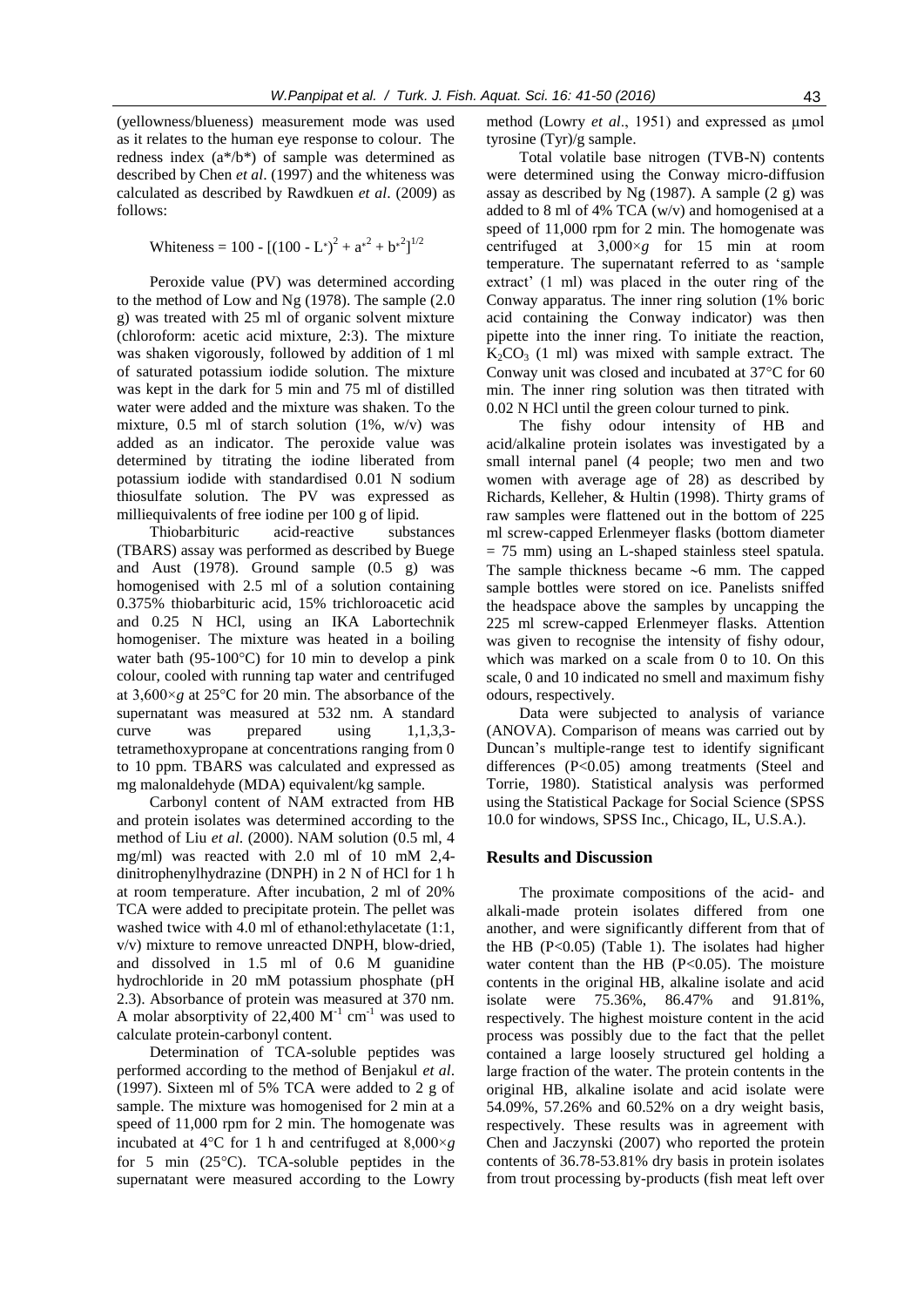(yellowness/blueness) measurement mode was used as it relates to the human eye response to colour. The redness index ($a^*/b^*$) of sample was determined as described by Chen *et al*. (1997) and the whiteness was calculated as described by Rawdkuen *et al*. (2009) as follows:

$$\text{Whiteness} = 100 - [(100 - L^*)^2 + a^{*2} + b^{*2}]^{1/2}$$

Peroxide value (PV) was determined according to the method of Low and Ng (1978). The sample (2.0 g) was treated with 25 ml of organic solvent mixture (chloroform: acetic acid mixture, 2:3). The mixture was shaken vigorously, followed by addition of 1 ml of saturated potassium iodide solution. The mixture was kept in the dark for 5 min and 75 ml of distilled water were added and the mixture was shaken. To the mixture, 0.5 ml of starch solution (1%, w/v) was added as an indicator. The peroxide value was determined by titrating the iodine liberated from potassium iodide with standardised 0.01 N sodium thiosulfate solution. The PV was expressed as milliequivalents of free iodine per 100 g of lipid.

Thiobarbituric acid-reactive substances (TBARS) assay was performed as described by Buege and Aust (1978). Ground sample (0.5 g) was homogenised with 2.5 ml of a solution containing 0.375% thiobarbituric acid, 15% trichloroacetic acid and 0.25 N HCl, using an IKA Labortechnik homogeniser. The mixture was heated in a boiling water bath (95-100°C) for 10 min to develop a pink colour, cooled with running tap water and centrifuged at 3,600×*g* at 25°C for 20 min. The absorbance of the supernatant was measured at 532 nm. A standard curve was prepared using 1,1,3,3-tetramethoxypropane at concentrations ranging from 0 to 10 ppm. TBARS was calculated and expressed as mg malonaldehyde (MDA) equivalent/kg sample.

Carbonyl content of NAM extracted from HB and protein isolates was determined according to the method of Liu *et al*. (2000). NAM solution (0.5 ml, 4 mg/ml) was reacted with 2.0 ml of 10 mM 2,4-dinitrophenylhydrazine (DNPH) in 2 N of HCl for 1 h at room temperature. After incubation, 2 ml of 20% TCA were added to precipitate protein. The pellet was washed twice with 4.0 ml of ethanol:ethylacetate (1:1, v/v) mixture to remove unreacted DNPH, blow-dried, and dissolved in 1.5 ml of 0.6 M guanidine hydrochloride in 20 mM potassium phosphate (pH 2.3). Absorbance of protein was measured at 370 nm. A molar absorptivity of 22,400 $M^{-1}$ $cm^{-1}$ was used to calculate protein-carbonyl content.

Determination of TCA-soluble peptides was performed according to the method of Benjakul *et al*. (1997). Sixteen ml of 5% TCA were added to 2 g of sample. The mixture was homogenised for 2 min at a speed of 11,000 rpm for 2 min. The homogenate was incubated at 4°C for 1 h and centrifuged at 8,000×*g* for 5 min (25°C). TCA-soluble peptides in the supernatant were measured according to the Lowry method (Lowry *et al*., 1951) and expressed as μmol tyrosine (Tyr)/g sample.

Total volatile base nitrogen (TVB-N) contents were determined using the Conway micro-diffusion assay as described by Ng (1987). A sample (2 g) was added to 8 ml of 4% TCA (w/v) and homogenised at a speed of 11,000 rpm for 2 min. The homogenate was centrifuged at 3,000×*g* for 15 min at room temperature. The supernatant referred to as 'sample extract' (1 ml) was placed in the outer ring of the Conway apparatus. The inner ring solution (1% boric acid containing the Conway indicator) was then pipette into the inner ring. To initiate the reaction, $K_2CO_3$ (1 ml) was mixed with sample extract. The Conway unit was closed and incubated at 37°C for 60 min. The inner ring solution was then titrated with 0.02 N HCl until the green colour turned to pink.

The fishy odour intensity of HB and acid/alkaline protein isolates was investigated by a small internal panel (4 people; two men and two women with average age of 28) as described by Richards, Kelleher, & Hultin (1998). Thirty grams of raw samples were flattened out in the bottom of 225 ml screw-capped Erlenmeyer flasks (bottom diameter = 75 mm) using an L-shaped stainless steel spatula. The sample thickness became ∼6 mm. The capped sample bottles were stored on ice. Panelists sniffed the headspace above the samples by uncapping the 225 ml screw-capped Erlenmeyer flasks. Attention was given to recognise the intensity of fishy odour, which was marked on a scale from 0 to 10. On this scale, 0 and 10 indicated no smell and maximum fishy odours, respectively.

Data were subjected to analysis of variance (ANOVA). Comparison of means was carried out by Duncan's multiple-range test to identify significant differences ($P<0.05$) among treatments (Steel and Torrie, 1980). Statistical analysis was performed using the Statistical Package for Social Science (SPSS 10.0 for windows, SPSS Inc., Chicago, IL, U.S.A.).

## Results and Discussion

The proximate compositions of the acid- and alkali-made protein isolates differed from one another, and were significantly different from that of the HB ($P<0.05$) (Table 1). The isolates had higher water content than the HB ($P<0.05$). The moisture contents in the original HB, alkaline isolate and acid isolate were 75.36%, 86.47% and 91.81%, respectively. The highest moisture content in the acid process was possibly due to the fact that the pellet contained a large loosely structured gel holding a large fraction of the water. The protein contents in the original HB, alkaline isolate and acid isolate were 54.09%, 57.26% and 60.52% on a dry weight basis, respectively. These results was in agreement with Chen and Jaczynski (2007) who reported the protein contents of 36.78-53.81% dry basis in protein isolates from trout processing by-products (fish meat left over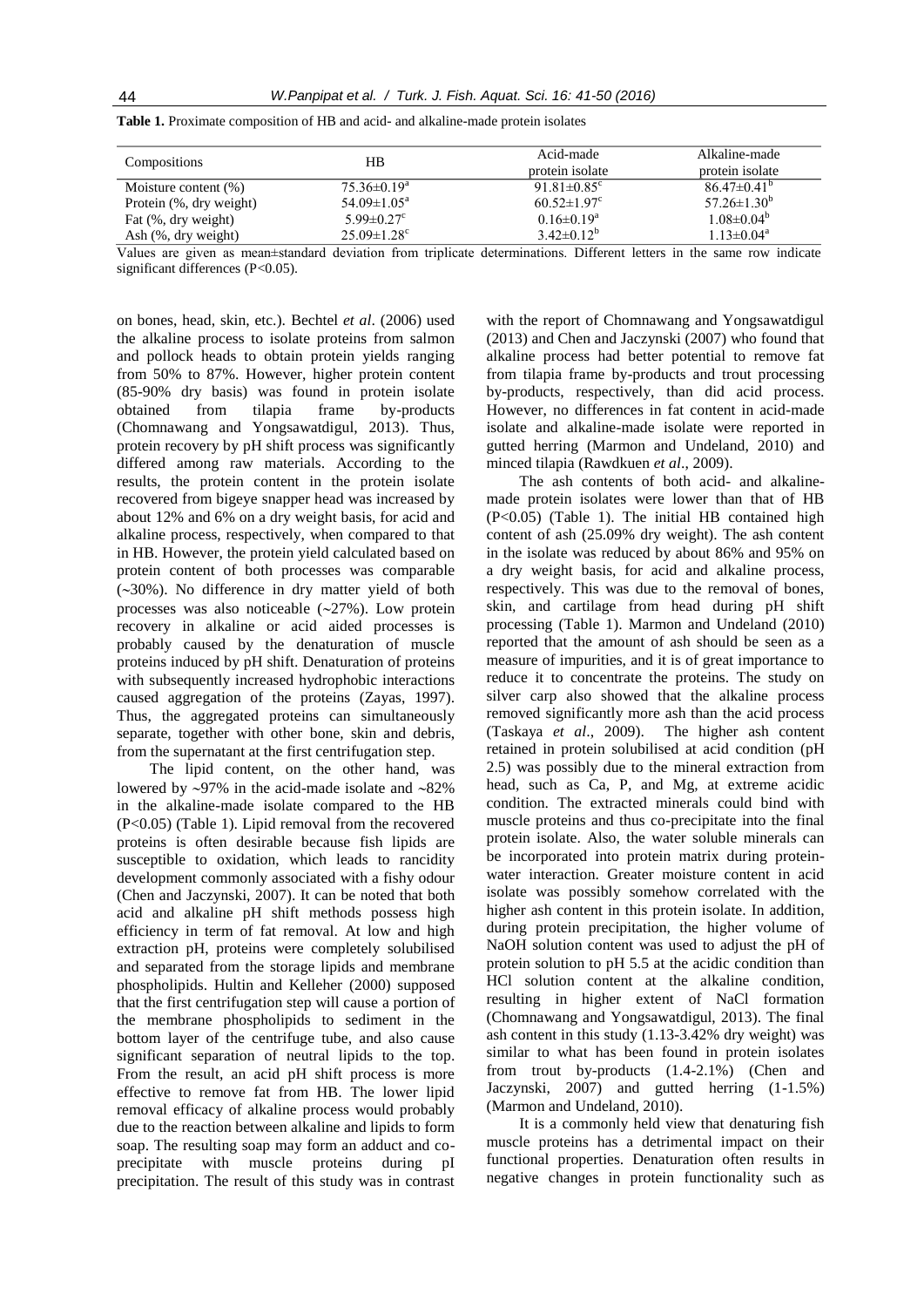**Table 1.** Proximate composition of HB and acid- and alkaline-made protein isolates

| Compositions | HB | Acid-made protein isolate | Alkaline-made protein isolate |
|---|---|---|---|
| Moisture content (%) | $75.36\pm0.19^{a}$ | $91.81\pm0.85^{c}$ | $86.47\pm0.41^{b}$ |
| Protein (%, dry weight) | $54.09\pm1.05^{a}$ | $60.52\pm1.97^{c}$ | $57.26\pm1.30^{b}$ |
| Fat (%, dry weight) | $5.99\pm0.27^{c}$ | $0.16\pm0.19^{a}$ | $1.08\pm0.04^{b}$ |
| Ash (%, dry weight) | $25.09\pm1.28^{c}$ | $3.42\pm0.12^{b}$ | $1.13\pm0.04^{a}$ |

Values are given as mean±standard deviation from triplicate determinations. Different letters in the same row indicate significant differences (P<0.05).

on bones, head, skin, etc.). Bechtel *et al*. (2006) used the alkaline process to isolate proteins from salmon and pollock heads to obtain protein yields ranging from 50% to 87%. However, higher protein content (85-90% dry basis) was found in protein isolate obtained from tilapia frame by-products (Chomnawang and Yongsawatdigul, 2013). Thus, protein recovery by pH shift process was significantly differed among raw materials. According to the results, the protein content in the protein isolate recovered from bigeye snapper head was increased by about 12% and 6% on a dry weight basis, for acid and alkaline process, respectively, when compared to that in HB. However, the protein yield calculated based on protein content of both processes was comparable (~30%). No difference in dry matter yield of both processes was also noticeable (~27%). Low protein recovery in alkaline or acid aided processes is probably caused by the denaturation of muscle proteins induced by pH shift. Denaturation of proteins with subsequently increased hydrophobic interactions caused aggregation of the proteins (Zayas, 1997). Thus, the aggregated proteins can simultaneously separate, together with other bone, skin and debris, from the supernatant at the first centrifugation step.

The lipid content, on the other hand, was lowered by ~97% in the acid-made isolate and ~82% in the alkaline-made isolate compared to the HB (P<0.05) (Table 1). Lipid removal from the recovered proteins is often desirable because fish lipids are susceptible to oxidation, which leads to rancidity development commonly associated with a fishy odour (Chen and Jaczynski, 2007). It can be noted that both acid and alkaline pH shift methods possess high efficiency in term of fat removal. At low and high extraction pH, proteins were completely solubilised and separated from the storage lipids and membrane phospholipids. Hultin and Kelleher (2000) supposed that the first centrifugation step will cause a portion of the membrane phospholipids to sediment in the bottom layer of the centrifuge tube, and also cause significant separation of neutral lipids to the top. From the result, an acid pH shift process is more effective to remove fat from HB. The lower lipid removal efficacy of alkaline process would probably due to the reaction between alkaline and lipids to form soap. The resulting soap may form an adduct and co-precipitate with muscle proteins during pI precipitation. The result of this study was in contrast with the report of Chomnawang and Yongsawatdigul (2013) and Chen and Jaczynski (2007) who found that alkaline process had better potential to remove fat from tilapia frame by-products and trout processing by-products, respectively, than did acid process. However, no differences in fat content in acid-made isolate and alkaline-made isolate were reported in gutted herring (Marmon and Undeland, 2010) and minced tilapia (Rawdkuen *et al*., 2009).

The ash contents of both acid- and alkaline-made protein isolates were lower than that of HB (P<0.05) (Table 1). The initial HB contained high content of ash (25.09% dry weight). The ash content in the isolate was reduced by about 86% and 95% on a dry weight basis, for acid and alkaline process, respectively. This was due to the removal of bones, skin, and cartilage from head during pH shift processing (Table 1). Marmon and Undeland (2010) reported that the amount of ash should be seen as a measure of impurities, and it is of great importance to reduce it to concentrate the proteins. The study on silver carp also showed that the alkaline process removed significantly more ash than the acid process (Taskaya *et al*., 2009). The higher ash content retained in protein solubilised at acid condition (pH 2.5) was possibly due to the mineral extraction from head, such as Ca, P, and Mg, at extreme acidic condition. The extracted minerals could bind with muscle proteins and thus co-precipitate into the final protein isolate. Also, the water soluble minerals can be incorporated into protein matrix during protein-water interaction. Greater moisture content in acid isolate was possibly somehow correlated with the higher ash content in this protein isolate. In addition, during protein precipitation, the higher volume of NaOH solution content was used to adjust the pH of protein solution to pH 5.5 at the acidic condition than HCl solution content at the alkaline condition, resulting in higher extent of NaCl formation (Chomnawang and Yongsawatdigul, 2013). The final ash content in this study (1.13-3.42% dry weight) was similar to what has been found in protein isolates from trout by-products (1.4-2.1%) (Chen and Jaczynski, 2007) and gutted herring (1-1.5%) (Marmon and Undeland, 2010).

It is a commonly held view that denaturing fish muscle proteins has a detrimental impact on their functional properties. Denaturation often results in negative changes in protein functionality such as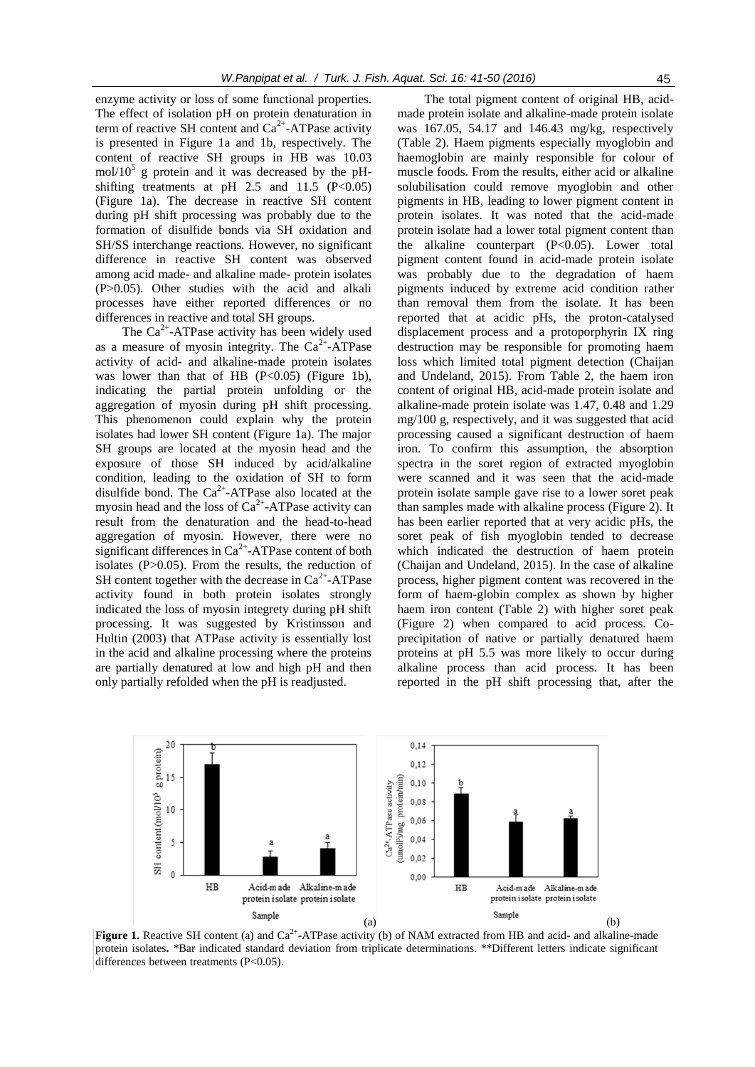enzyme activity or loss of some functional properties. The effect of isolation pH on protein denaturation in term of reactive SH content and $Ca^{2+}$-ATPase activity is presented in Figure 1a and 1b, respectively. The content of reactive SH groups in HB was 10.03 mol/$10^5$ g protein and it was decreased by the pH-shifting treatments at pH 2.5 and 11.5 ($P<0.05$) (Figure 1a). The decrease in reactive SH content during pH shift processing was probably due to the formation of disulfide bonds via SH oxidation and SH/SS interchange reactions. However, no significant difference in reactive SH content was observed among acid made- and alkaline made- protein isolates ($P>0.05$). Other studies with the acid and alkali processes have either reported differences or no differences in reactive and total SH groups.

The $Ca^{2+}$-ATPase activity has been widely used as a measure of myosin integrity. The $Ca^{2+}$-ATPase activity of acid- and alkaline-made protein isolates was lower than that of HB ($P<0.05$) (Figure 1b), indicating the partial protein unfolding or the aggregation of myosin during pH shift processing. This phenomenon could explain why the protein isolates had lower SH content (Figure 1a). The major SH groups are located at the myosin head and the exposure of those SH induced by acid/alkaline condition, leading to the oxidation of SH to form disulfide bond. The $Ca^{2+}$-ATPase also located at the myosin head and the loss of $Ca^{2+}$-ATPase activity can result from the denaturation and the head-to-head aggregation of myosin. However, there were no significant differences in $Ca^{2+}$-ATPase content of both isolates ($P>0.05$). From the results, the reduction of SH content together with the decrease in $Ca^{2+}$-ATPase activity found in both protein isolates strongly indicated the loss of myosin integrety during pH shift processing. It was suggested by Kristinsson and Hultin (2003) that ATPase activity is essentially lost in the acid and alkaline processing where the proteins are partially denatured at low and high pH and then only partially refolded when the pH is readjusted.

The total pigment content of original HB, acid-made protein isolate and alkaline-made protein isolate was 167.05, 54.17 and 146.43 mg/kg, respectively (Table 2). Haem pigments especially myoglobin and haemoglobin are mainly responsible for colour of muscle foods. From the results, either acid or alkaline solubilisation could remove myoglobin and other pigments in HB, leading to lower pigment content in protein isolates. It was noted that the acid-made protein isolate had a lower total pigment content than the alkaline counterpart ($P<0.05$). Lower total pigment content found in acid-made protein isolate was probably due to the degradation of haem pigments induced by extreme acid condition rather than removal them from the isolate. It has been reported that at acidic pHs, the proton-catalysed displacement process and a protoporphyrin IX ring destruction may be responsible for promoting haem loss which limited total pigment detection (Chaijan and Undeland, 2015). From Table 2, the haem iron content of original HB, acid-made protein isolate and alkaline-made protein isolate was 1.47, 0.48 and 1.29 mg/100 g, respectively, and it was suggested that acid processing caused a significant destruction of haem iron. To confirm this assumption, the absorption spectra in the soret region of extracted myoglobin were scanned and it was seen that the acid-made protein isolate sample gave rise to a lower soret peak than samples made with alkaline process (Figure 2). It has been earlier reported that at very acidic pHs, the soret peak of fish myoglobin tended to decrease which indicated the destruction of haem protein (Chaijan and Undeland, 2015). In the case of alkaline process, higher pigment content was recovered in the form of haem-globin complex as shown by higher haem iron content (Table 2) with higher soret peak (Figure 2) when compared to acid process. Co-precipitation of native or partially denatured haem proteins at pH 5.5 was more likely to occur during alkaline process than acid process. It has been reported in the pH shift processing that, after the

**Figure 1.** Reactive SH content (a) and $Ca^{2+}$-ATPase activity (b) of NAM extracted from HB and acid- and alkaline-made protein isolates**.** *Bar indicated standard deviation from triplicate determinations. **Different letters indicate significant differences between treatments ($P<0.05$).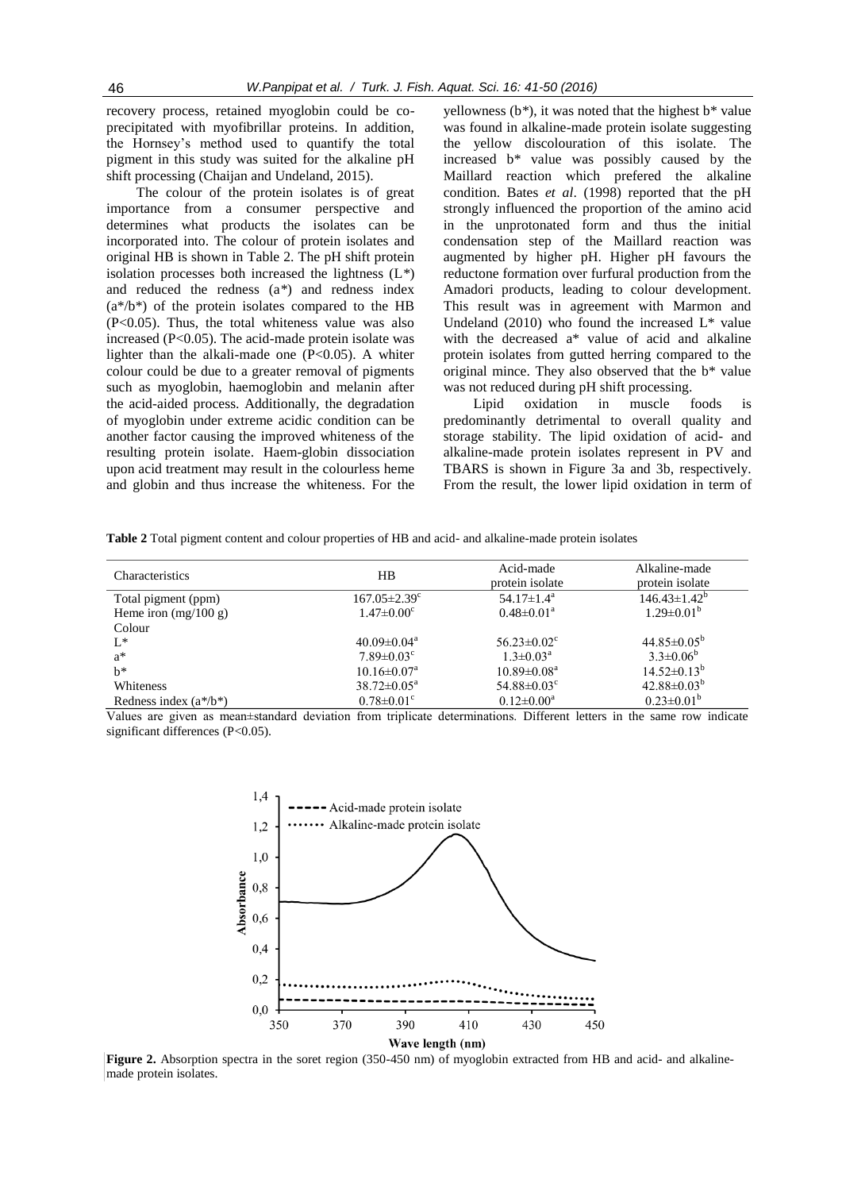recovery process, retained myoglobin could be co-precipitated with myofibrillar proteins. In addition, the Hornsey's method used to quantify the total pigment in this study was suited for the alkaline pH shift processing (Chaijan and Undeland, 2015).

The colour of the protein isolates is of great importance from a consumer perspective and determines what products the isolates can be incorporated into. The colour of protein isolates and original HB is shown in Table 2. The pH shift protein isolation processes both increased the lightness (L*) and reduced the redness (a*) and redness index (a*/b*) of the protein isolates compared to the HB ($P<0.05$). Thus, the total whiteness value was also increased ($P<0.05$). The acid-made protein isolate was lighter than the alkali-made one ($P<0.05$). A whiter colour could be due to a greater removal of pigments such as myoglobin, haemoglobin and melanin after the acid-aided process. Additionally, the degradation of myoglobin under extreme acidic condition can be another factor causing the improved whiteness of the resulting protein isolate. Haem-globin dissociation upon acid treatment may result in the colourless heme and globin and thus increase the whiteness. For the yellowness (b*), it was noted that the highest b* value was found in alkaline-made protein isolate suggesting the yellow discolouration of this isolate. The increased b* value was possibly caused by the Maillard reaction which prefered the alkaline condition. Bates *et al*. (1998) reported that the pH strongly influenced the proportion of the amino acid in the unprotonated form and thus the initial condensation step of the Maillard reaction was augmented by higher pH. Higher pH favours the reductone formation over furfural production from the Amadori products, leading to colour development. This result was in agreement with Marmon and Undeland (2010) who found the increased L* value with the decreased a* value of acid and alkaline protein isolates from gutted herring compared to the original mince. They also observed that the b* value was not reduced during pH shift processing.

Lipid oxidation in muscle foods is predominantly detrimental to overall quality and storage stability. The lipid oxidation of acid- and alkaline-made protein isolates represent in PV and TBARS is shown in Figure 3a and 3b, respectively. From the result, the lower lipid oxidation in term of

**Table 2** Total pigment content and colour properties of HB and acid- and alkaline-made protein isolates

| Characteristics | HB | Acid-made protein isolate | Alkaline-made protein isolate |
|---|---|---|---|
| Total pigment (ppm) | $167.05\pm2.39^{c}$ | $54.17\pm1.4^{a}$ | $146.43\pm1.42^{b}$ |
| Heme iron (mg/100 g) | $1.47\pm0.00^{c}$ | $0.48\pm0.01^{a}$ | $1.29\pm0.01^{b}$ |
| Colour | | | |
| L* | $40.09\pm0.04^{a}$ | $56.23\pm0.02^{c}$ | $44.85\pm0.05^{b}$ |
| a* | $7.89\pm0.03^{c}$ | $1.3\pm0.03^{a}$ | $3.3\pm0.06^{b}$ |
| b* | $10.16\pm0.07^{a}$ | $10.89\pm0.08^{a}$ | $14.52\pm0.13^{b}$ |
| Whiteness | $38.72\pm0.05^{a}$ | $54.88\pm0.03^{c}$ | $42.88\pm0.03^{b}$ |
| Redness index (a*/b*) | $0.78\pm0.01^{c}$ | $0.12\pm0.00^{a}$ | $0.23\pm0.01^{b}$ |

Values are given as mean±standard deviation from triplicate determinations. Different letters in the same row indicate significant differences ($P<0.05$).

**Figure 2.** Absorption spectra in the soret region (350-450 nm) of myoglobin extracted from HB and acid- and alkaline-made protein isolates.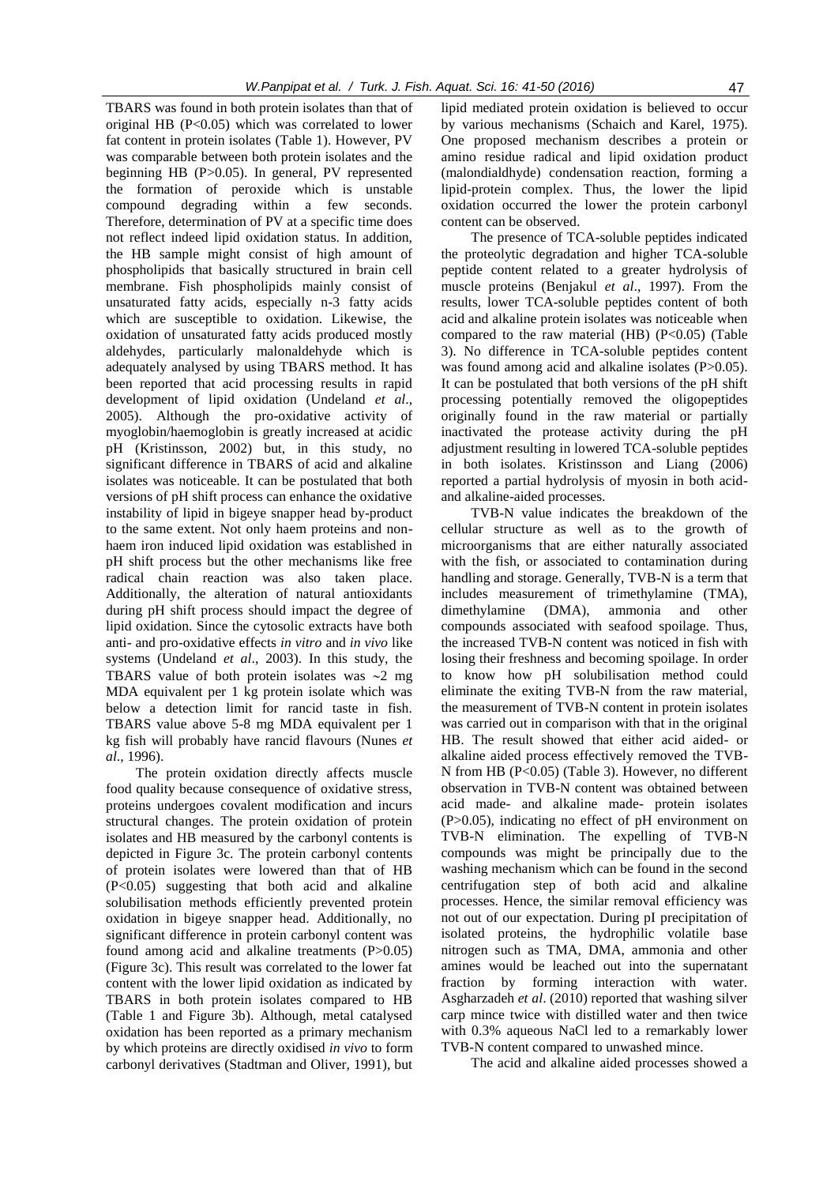TBARS was found in both protein isolates than that of original HB ($P<0.05$) which was correlated to lower fat content in protein isolates (Table 1). However, PV was comparable between both protein isolates and the beginning HB ($P>0.05$). In general, PV represented the formation of peroxide which is unstable compound degrading within a few seconds. Therefore, determination of PV at a specific time does not reflect indeed lipid oxidation status. In addition, the HB sample might consist of high amount of phospholipids that basically structured in brain cell membrane. Fish phospholipids mainly consist of unsaturated fatty acids, especially n-3 fatty acids which are susceptible to oxidation. Likewise, the oxidation of unsaturated fatty acids produced mostly aldehydes, particularly malonaldehyde which is adequately analysed by using TBARS method. It has been reported that acid processing results in rapid development of lipid oxidation (Undeland *et al*., 2005). Although the pro-oxidative activity of myoglobin/haemoglobin is greatly increased at acidic pH (Kristinsson, 2002) but, in this study, no significant difference in TBARS of acid and alkaline isolates was noticeable. It can be postulated that both versions of pH shift process can enhance the oxidative instability of lipid in bigeye snapper head by-product to the same extent. Not only haem proteins and non-haem iron induced lipid oxidation was established in pH shift process but the other mechanisms like free radical chain reaction was also taken place. Additionally, the alteration of natural antioxidants during pH shift process should impact the degree of lipid oxidation. Since the cytosolic extracts have both anti- and pro-oxidative effects *in vitro* and *in vivo* like systems (Undeland *et al*., 2003). In this study, the TBARS value of both protein isolates was ~2 mg MDA equivalent per 1 kg protein isolate which was below a detection limit for rancid taste in fish. TBARS value above 5-8 mg MDA equivalent per 1 kg fish will probably have rancid flavours (Nunes *et al*., 1996).

The protein oxidation directly affects muscle food quality because consequence of oxidative stress, proteins undergoes covalent modification and incurs structural changes. The protein oxidation of protein isolates and HB measured by the carbonyl contents is depicted in Figure 3c. The protein carbonyl contents of protein isolates were lowered than that of HB ($P<0.05$) suggesting that both acid and alkaline solubilisation methods efficiently prevented protein oxidation in bigeye snapper head. Additionally, no significant difference in protein carbonyl content was found among acid and alkaline treatments ($P>0.05$) (Figure 3c). This result was correlated to the lower fat content with the lower lipid oxidation as indicated by TBARS in both protein isolates compared to HB (Table 1 and Figure 3b). Although, metal catalysed oxidation has been reported as a primary mechanism by which proteins are directly oxidised *in vivo* to form carbonyl derivatives (Stadtman and Oliver, 1991), but lipid mediated protein oxidation is believed to occur by various mechanisms (Schaich and Karel, 1975). One proposed mechanism describes a protein or amino residue radical and lipid oxidation product (malondialdhyde) condensation reaction, forming a lipid-protein complex. Thus, the lower the lipid oxidation occurred the lower the protein carbonyl content can be observed.

The presence of TCA-soluble peptides indicated the proteolytic degradation and higher TCA-soluble peptide content related to a greater hydrolysis of muscle proteins (Benjakul *et al*., 1997). From the results, lower TCA-soluble peptides content of both acid and alkaline protein isolates was noticeable when compared to the raw material (HB) ($P<0.05$) (Table 3). No difference in TCA-soluble peptides content was found among acid and alkaline isolates ($P>0.05$). It can be postulated that both versions of the pH shift processing potentially removed the oligopeptides originally found in the raw material or partially inactivated the protease activity during the pH adjustment resulting in lowered TCA-soluble peptides in both isolates. Kristinsson and Liang (2006) reported a partial hydrolysis of myosin in both acid- and alkaline-aided processes.

TVB-N value indicates the breakdown of the cellular structure as well as to the growth of microorganisms that are either naturally associated with the fish, or associated to contamination during handling and storage. Generally, TVB-N is a term that includes measurement of trimethylamine (TMA), dimethylamine (DMA), ammonia and other compounds associated with seafood spoilage. Thus, the increased TVB-N content was noticed in fish with losing their freshness and becoming spoilage. In order to know how pH solubilisation method could eliminate the exiting TVB-N from the raw material, the measurement of TVB-N content in protein isolates was carried out in comparison with that in the original HB. The result showed that either acid aided- or alkaline aided process effectively removed the TVB-N from HB ($P<0.05$) (Table 3). However, no different observation in TVB-N content was obtained between acid made- and alkaline made- protein isolates ($P>0.05$), indicating no effect of pH environment on TVB-N elimination. The expelling of TVB-N compounds was might be principally due to the washing mechanism which can be found in the second centrifugation step of both acid and alkaline processes. Hence, the similar removal efficiency was not out of our expectation. During pI precipitation of isolated proteins, the hydrophilic volatile base nitrogen such as TMA, DMA, ammonia and other amines would be leached out into the supernatant fraction by forming interaction with water. Asgharzadeh *et al*. (2010) reported that washing silver carp mince twice with distilled water and then twice with 0.3% aqueous NaCl led to a remarkably lower TVB-N content compared to unwashed mince.

The acid and alkaline aided processes showed a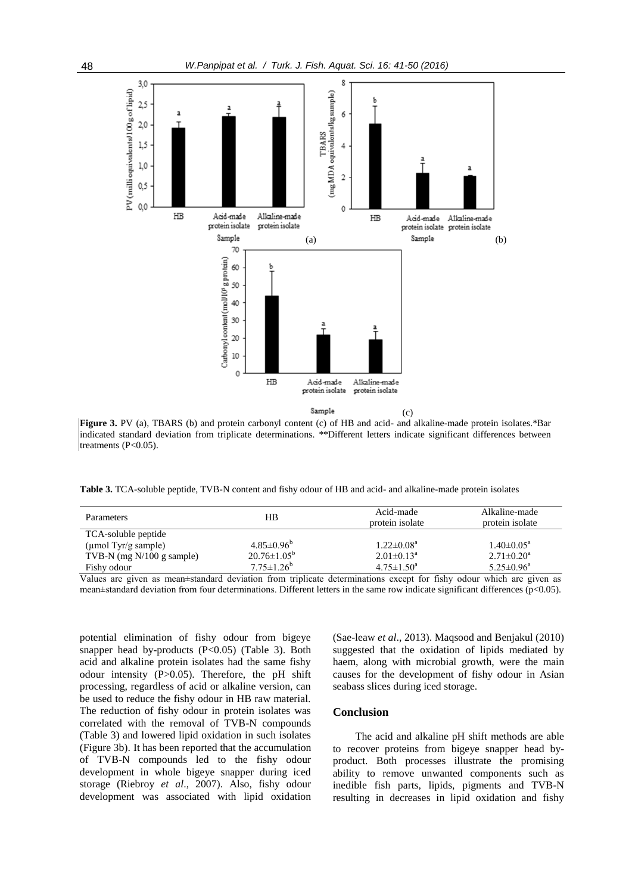**Figure 3.** PV (a), TBARS (b) and protein carbonyl content (c) of HB and acid- and alkaline-made protein isolates.*Bar indicated standard deviation from triplicate determinations. **Different letters indicate significant differences between treatments (P<0.05).

**Table 3.** TCA-soluble peptide, TVB-N content and fishy odour of HB and acid- and alkaline-made protein isolates

| Parameters | HB | Acid-made protein isolate | Alkaline-made protein isolate |
|---|---|---|---|
| TCA-soluble peptide (μmol Tyr/g sample) | $4.85±0.96^b$ | $1.22±0.08^a$ | $1.40±0.05^a$ |
| TVB-N (mg N/100 g sample) | $20.76±1.05^b$ | $2.01±0.13^a$ | $2.71±0.20^a$ |
| Fishy odour | $7.75±1.26^b$ | $4.75±1.50^a$ | $5.25±0.96^a$ |

Values are given as mean±standard deviation from triplicate determinations except for fishy odour which are given as mean±standard deviation from four determinations. Different letters in the same row indicate significant differences (p<0.05).

potential elimination of fishy odour from bigeye snapper head by-products (P<0.05) (Table 3). Both acid and alkaline protein isolates had the same fishy odour intensity (P>0.05). Therefore, the pH shift processing, regardless of acid or alkaline version, can be used to reduce the fishy odour in HB raw material. The reduction of fishy odour in protein isolates was correlated with the removal of TVB-N compounds (Table 3) and lowered lipid oxidation in such isolates (Figure 3b). It has been reported that the accumulation of TVB-N compounds led to the fishy odour development in whole bigeye snapper during iced storage (Riebroy *et al*., 2007). Also, fishy odour development was associated with lipid oxidation (Sae-leaw *et al*., 2013). Maqsood and Benjakul (2010) suggested that the oxidation of lipids mediated by haem, along with microbial growth, were the main causes for the development of fishy odour in Asian seabass slices during iced storage.

## Conclusion

The acid and alkaline pH shift methods are able to recover proteins from bigeye snapper head by-product. Both processes illustrate the promising ability to remove unwanted components such as inedible fish parts, lipids, pigments and TVB-N resulting in decreases in lipid oxidation and fishy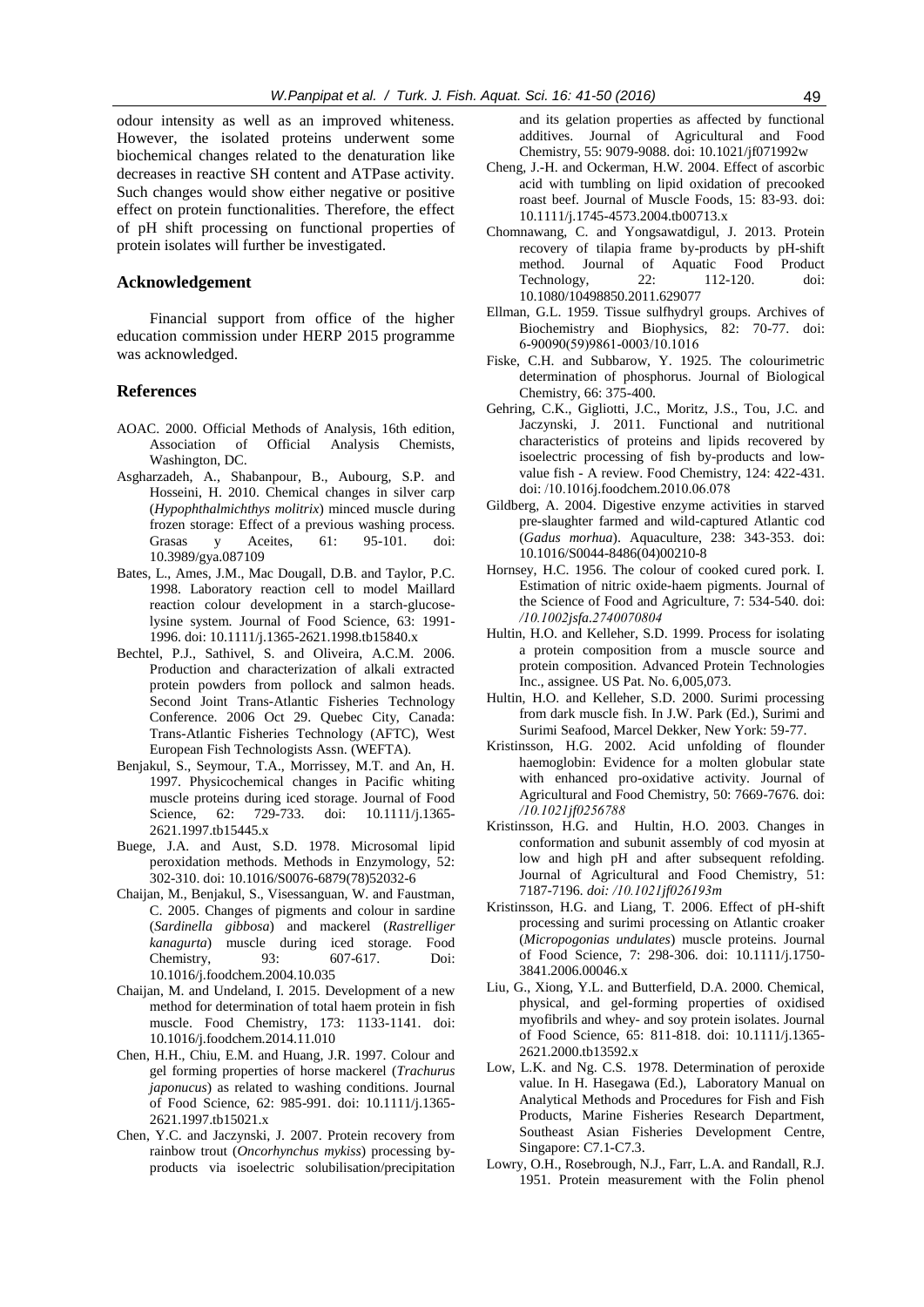odour intensity as well as an improved whiteness. However, the isolated proteins underwent some biochemical changes related to the denaturation like decreases in reactive SH content and ATPase activity. Such changes would show either negative or positive effect on protein functionalities. Therefore, the effect of pH shift processing on functional properties of protein isolates will further be investigated.

## Acknowledgement

Financial support from office of the higher education commission under HERP 2015 programme was acknowledged.

## References

AOAC. 2000. Official Methods of Analysis, 16th edition, Association of Official Analysis Chemists, Washington, DC.

Asgharzadeh, A., Shabanpour, B., Aubourg, S.P. and Hosseini, H. 2010. Chemical changes in silver carp (*Hypophthalmichthys molitrix*) minced muscle during frozen storage: Effect of a previous washing process. Grasas y Aceites, 61: 95-101. doi: 10.3989/gya.087109

Bates, L., Ames, J.M., Mac Dougall, D.B. and Taylor, P.C. 1998. Laboratory reaction cell to model Maillard reaction colour development in a starch-glucose-lysine system. Journal of Food Science, 63: 1991-1996. doi: 10.1111/j.1365-2621.1998.tb15840.x

Bechtel, P.J., Sathivel, S. and Oliveira, A.C.M. 2006. Production and characterization of alkali extracted protein powders from pollock and salmon heads. Second Joint Trans-Atlantic Fisheries Technology Conference. 2006 Oct 29. Quebec City, Canada: Trans-Atlantic Fisheries Technology (AFTC), West European Fish Technologists Assn. (WEFTA).

Benjakul, S., Seymour, T.A., Morrissey, M.T. and An, H. 1997. Physicochemical changes in Pacific whiting muscle proteins during iced storage. Journal of Food Science, 62: 729-733. doi: 10.1111/j.1365-2621.1997.tb15445.x

Buege, J.A. and Aust, S.D. 1978. Microsomal lipid peroxidation methods. Methods in Enzymology, 52: 302-310. doi: 10.1016/S0076-6879(78)52032-6

Chaijan, M., Benjakul, S., Visessanguan, W. and Faustman, C. 2005. Changes of pigments and colour in sardine (*Sardinella gibbosa*) and mackerel (*Rastrelliger kanagurta*) muscle during iced storage. Food Chemistry, 93: 607-617. Doi: 10.1016/j.foodchem.2004.10.035

Chaijan, M. and Undeland, I. 2015. Development of a new method for determination of total haem protein in fish muscle. Food Chemistry, 173: 1133-1141. doi: 10.1016/j.foodchem.2014.11.010

Chen, H.H., Chiu, E.M. and Huang, J.R. 1997. Colour and gel forming properties of horse mackerel (*Trachurus japonucus*) as related to washing conditions. Journal of Food Science, 62: 985-991. doi: 10.1111/j.1365-2621.1997.tb15021.x

Chen, Y.C. and Jaczynski, J. 2007. Protein recovery from rainbow trout (*Oncorhynchus mykiss*) processing by-products via isoelectric solubilisation/precipitation and its gelation properties as affected by functional additives. Journal of Agricultural and Food Chemistry, 55: 9079-9088. doi: 10.1021/jf071992w

Cheng, J.-H. and Ockerman, H.W. 2004. Effect of ascorbic acid with tumbling on lipid oxidation of precooked roast beef. Journal of Muscle Foods, 15: 83-93. doi: 10.1111/j.1745-4573.2004.tb00713.x

Chomnawang, C. and Yongsawatdigul, J. 2013. Protein recovery of tilapia frame by-products by pH-shift method. Journal of Aquatic Food Product Technology, 22: 112-120. doi: 10.1080/10498850.2011.629077

Ellman, G.L. 1959. Tissue sulfhydryl groups. Archives of Biochemistry and Biophysics, 82: 70-77. doi: 6-90090(59)9861-0003/10.1016

Fiske, C.H. and Subbarow, Y. 1925. The colourimetric determination of phosphorus. Journal of Biological Chemistry, 66: 375-400.

Gehring, C.K., Gigliotti, J.C., Moritz, J.S., Tou, J.C. and Jaczynski, J. 2011. Functional and nutritional characteristics of proteins and lipids recovered by isoelectric processing of fish by-products and low-value fish - A review. Food Chemistry, 124: 422-431. doi: /10.1016j.foodchem.2010.06.078

Gildberg, A. 2004. Digestive enzyme activities in starved pre-slaughter farmed and wild-captured Atlantic cod (*Gadus morhua*). Aquaculture, 238: 343-353. doi: 10.1016/S0044-8486(04)00210-8

Hornsey, H.C. 1956. The colour of cooked cured pork. I. Estimation of nitric oxide-haem pigments. Journal of the Science of Food and Agriculture, 7: 534-540. doi: */10.1002jsfa.2740070804*

Hultin, H.O. and Kelleher, S.D. 1999. Process for isolating a protein composition from a muscle source and protein composition. Advanced Protein Technologies Inc., assignee. US Pat. No. 6,005,073.

Hultin, H.O. and Kelleher, S.D. 2000. Surimi processing from dark muscle fish. In J.W. Park (Ed.), Surimi and Surimi Seafood, Marcel Dekker, New York: 59-77.

Kristinsson, H.G. 2002. Acid unfolding of flounder haemoglobin: Evidence for a molten globular state with enhanced pro-oxidative activity. Journal of Agricultural and Food Chemistry, 50: 7669-7676. doi: */10.1021jf0256788*

Kristinsson, H.G. and Hultin, H.O. 2003. Changes in conformation and subunit assembly of cod myosin at low and high pH and after subsequent refolding. Journal of Agricultural and Food Chemistry, 51: 7187-7196. *doi: /10.1021jf026193m*

Kristinsson, H.G. and Liang, T. 2006. Effect of pH-shift processing and surimi processing on Atlantic croaker (*Micropogonias undulates*) muscle proteins. Journal of Food Science, 7: 298-306. doi: 10.1111/j.1750-3841.2006.00046.x

Liu, G., Xiong, Y.L. and Butterfield, D.A. 2000. Chemical, physical, and gel-forming properties of oxidised myofibrils and whey- and soy protein isolates. Journal of Food Science, 65: 811-818. doi: 10.1111/j.1365-2621.2000.tb13592.x

Low, L.K. and Ng. C.S. 1978. Determination of peroxide value. In H. Hasegawa (Ed.), Laboratory Manual on Analytical Methods and Procedures for Fish and Fish Products, Marine Fisheries Research Department, Southeast Asian Fisheries Development Centre, Singapore: C7.1-C7.3.

Lowry, O.H., Rosebrough, N.J., Farr, L.A. and Randall, R.J. 1951. Protein measurement with the Folin phenol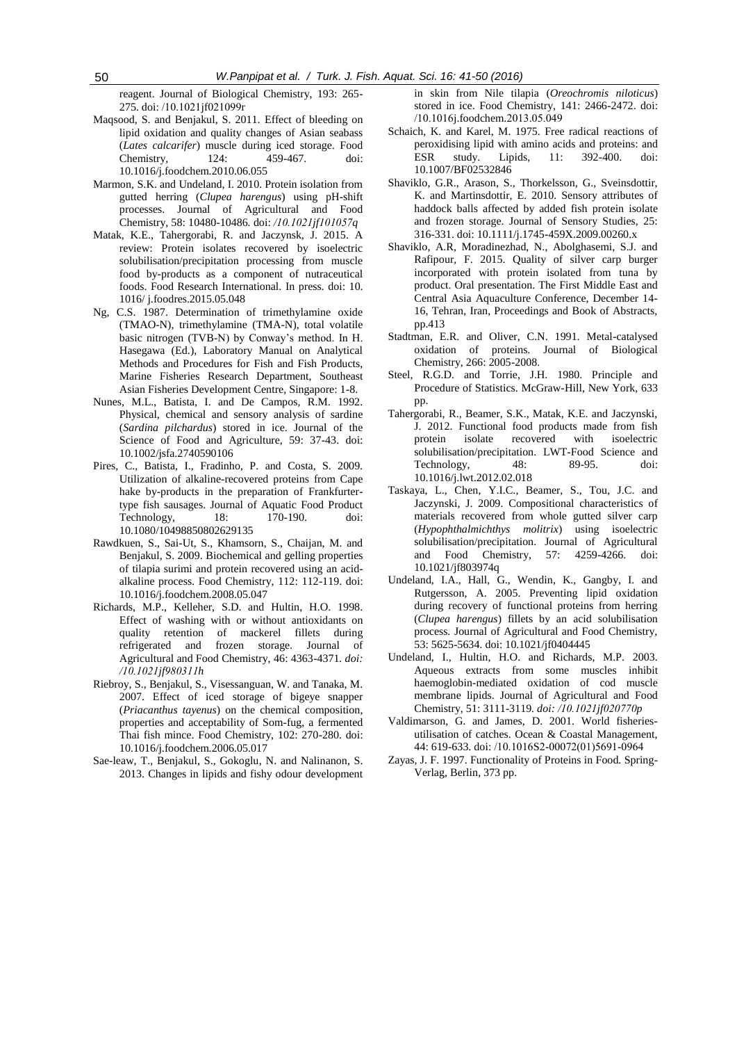reagent. Journal of Biological Chemistry, 193: 265-275. doi: /10.1021jf021099r

Maqsood, S. and Benjakul, S. 2011. Effect of bleeding on lipid oxidation and quality changes of Asian seabass (*Lates calcarifer*) muscle during iced storage. Food Chemistry, 124: 459-467. doi: 10.1016/j.foodchem.2010.06.055

Marmon, S.K. and Undeland, I. 2010. Protein isolation from gutted herring (*Clupea harengus*) using pH-shift processes. Journal of Agricultural and Food Chemistry, 58: 10480-10486. doi: */10.1021jf101057q*

Matak, K.E., Tahergorabi, R. and Jaczynsk, J. 2015. A review: Protein isolates recovered by isoelectric solubilisation/precipitation processing from muscle food by-products as a component of nutraceutical foods. Food Research International. In press. doi: 10. 1016/ j.foodres.2015.05.048

Ng, C.S. 1987. Determination of trimethylamine oxide (TMAO-N), trimethylamine (TMA-N), total volatile basic nitrogen (TVB-N) by Conway's method. In H. Hasegawa (Ed.), Laboratory Manual on Analytical Methods and Procedures for Fish and Fish Products, Marine Fisheries Research Department, Southeast Asian Fisheries Development Centre, Singapore: 1-8.

Nunes, M.L., Batista, I. and De Campos, R.M. 1992. Physical, chemical and sensory analysis of sardine (*Sardina pilchardus*) stored in ice. Journal of the Science of Food and Agriculture, 59: 37-43. doi: 10.1002/jsfa.2740590106

Pires, C., Batista, I., Fradinho, P. and Costa, S. 2009. Utilization of alkaline-recovered proteins from Cape hake by-products in the preparation of Frankfurter-type fish sausages. Journal of Aquatic Food Product Technology, 18: 170-190. doi: 10.1080/10498850802629135

Rawdkuen, S., Sai-Ut, S., Khamsorn, S., Chaijan, M. and Benjakul, S. 2009. Biochemical and gelling properties of tilapia surimi and protein recovered using an acid-alkaline process. Food Chemistry, 112: 112-119. doi: 10.1016/j.foodchem.2008.05.047

Richards, M.P., Kelleher, S.D. and Hultin, H.O. 1998. Effect of washing with or without antioxidants on quality retention of mackerel fillets during refrigerated and frozen storage. Journal of Agricultural and Food Chemistry, 46: 4363-4371. *doi: /10.1021jf980311h*

Riebroy, S., Benjakul, S., Visessanguan, W. and Tanaka, M. 2007. Effect of iced storage of bigeye snapper (*Priacanthus tayenus*) on the chemical composition, properties and acceptability of Som-fug, a fermented Thai fish mince. Food Chemistry, 102: 270-280. doi: 10.1016/j.foodchem.2006.05.017

Sae-leaw, T., Benjakul, S., Gokoglu, N. and Nalinanon, S. 2013. Changes in lipids and fishy odour development in skin from Nile tilapia (*Oreochromis niloticus*) stored in ice. Food Chemistry, 141: 2466-2472. doi: /10.1016j.foodchem.2013.05.049

Schaich, K. and Karel, M. 1975. Free radical reactions of peroxidising lipid with amino acids and proteins: and ESR study. Lipids, 11: 392-400. doi: 10.1007/BF02532846

Shaviklo, G.R., Arason, S., Thorkelsson, G., Sveinsdottir, K. and Martinsdottir, E. 2010. Sensory attributes of haddock balls affected by added fish protein isolate and frozen storage. Journal of Sensory Studies, 25: 316-331. doi: 10.1111/j.1745-459X.2009.00260.x

Shaviklo, A.R, Moradinezhad, N., Abolghasemi, S.J. and Rafipour, F. 2015. Quality of silver carp burger incorporated with protein isolated from tuna by product. Oral presentation. The First Middle East and Central Asia Aquaculture Conference, December 14-16, Tehran, Iran, Proceedings and Book of Abstracts, pp.413

Stadtman, E.R. and Oliver, C.N. 1991. Metal-catalysed oxidation of proteins. Journal of Biological Chemistry, 266: 2005-2008.

Steel, R.G.D. and Torrie, J.H. 1980. Principle and Procedure of Statistics. McGraw-Hill, New York, 633 pp.

Tahergorabi, R., Beamer, S.K., Matak, K.E. and Jaczynski, J. 2012. Functional food products made from fish protein isolate recovered with isoelectric solubilisation/precipitation. LWT-Food Science and Technology, 48: 89-95. doi: 10.1016/j.lwt.2012.02.018

Taskaya, L., Chen, Y.I.C., Beamer, S., Tou, J.C. and Jaczynski, J. 2009. Compositional characteristics of materials recovered from whole gutted silver carp (*Hypophthalmichthys molitrix*) using isoelectric solubilisation/precipitation. Journal of Agricultural and Food Chemistry, 57: 4259-4266. doi: 10.1021/jf803974q

Undeland, I.A., Hall, G., Wendin, K., Gangby, I. and Rutgersson, A. 2005. Preventing lipid oxidation during recovery of functional proteins from herring (*Clupea harengus*) fillets by an acid solubilisation process. Journal of Agricultural and Food Chemistry, 53: 5625-5634. doi: 10.1021/jf0404445

Undeland, I., Hultin, H.O. and Richards, M.P. 2003. Aqueous extracts from some muscles inhibit haemoglobin-mediated oxidation of cod muscle membrane lipids. Journal of Agricultural and Food Chemistry, 51: 3111-3119. *doi: /10.1021jf020770p*

Valdimarson, G. and James, D. 2001. World fisheries-utilisation of catches. Ocean & Coastal Management, 44: 619-633. doi: /10.1016S2-00072(01)5691-0964

Zayas, J. F. 1997. Functionality of Proteins in Food. Spring-Verlag, Berlin, 373 pp.